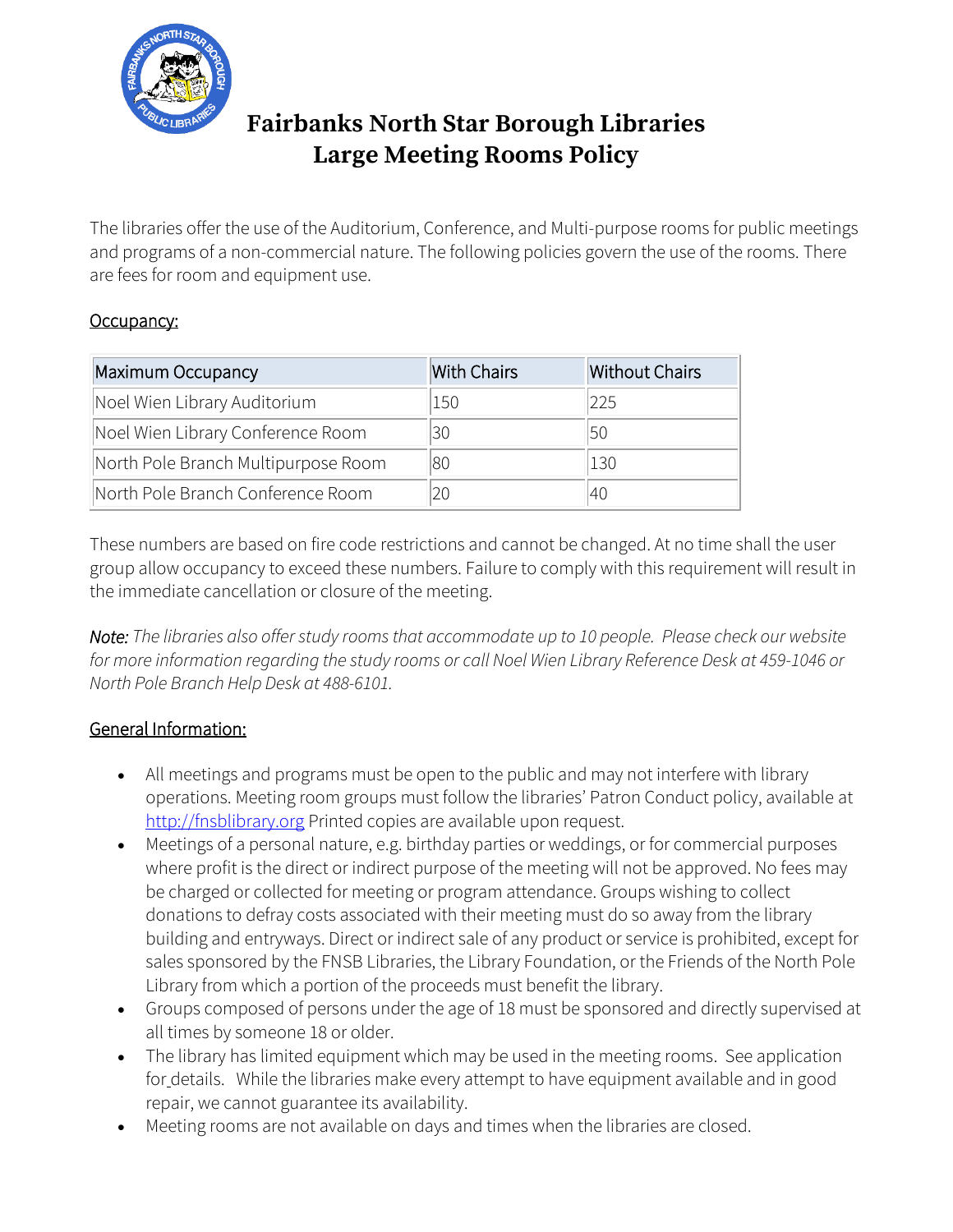# Fairbanks North Star Borough Libraries
# Large Meeting Rooms Policy

The libraries offer the use of the Auditorium, Conference, and Multi-purpose rooms for public meetings and programs of a non-commercial nature. The following policies govern the use of the rooms. There are fees for room and equipment use.

## Occupancy:

| Maximum Occupancy | With Chairs | Without Chairs |
| --- | --- | --- |
| Noel Wien Library Auditorium | 150 | 225 |
| Noel Wien Library Conference Room | 30 | 50 |
| North Pole Branch Multipurpose Room | 80 | 130 |
| North Pole Branch Conference Room | 20 | 40 |

These numbers are based on fire code restrictions and cannot be changed. At no time shall the user group allow occupancy to exceed these numbers. Failure to comply with this requirement will result in the immediate cancellation or closure of the meeting.

*Note: The libraries also offer study rooms that accommodate up to 10 people. Please check our website for more information regarding the study rooms or call Noel Wien Library Reference Desk at 459-1046 or North Pole Branch Help Desk at 488-6101.*

## General Information:

- All meetings and programs must be open to the public and may not interfere with library operations. Meeting room groups must follow the libraries' Patron Conduct policy, available at http://fnsblibrary.org Printed copies are available upon request.
- Meetings of a personal nature, e.g. birthday parties or weddings, or for commercial purposes where profit is the direct or indirect purpose of the meeting will not be approved. No fees may be charged or collected for meeting or program attendance. Groups wishing to collect donations to defray costs associated with their meeting must do so away from the library building and entryways. Direct or indirect sale of any product or service is prohibited, except for sales sponsored by the FNSB Libraries, the Library Foundation, or the Friends of the North Pole Library from which a portion of the proceeds must benefit the library.
- Groups composed of persons under the age of 18 must be sponsored and directly supervised at all times by someone 18 or older.
- The library has limited equipment which may be used in the meeting rooms. See application for details. While the libraries make every attempt to have equipment available and in good repair, we cannot guarantee its availability.
- Meeting rooms are not available on days and times when the libraries are closed.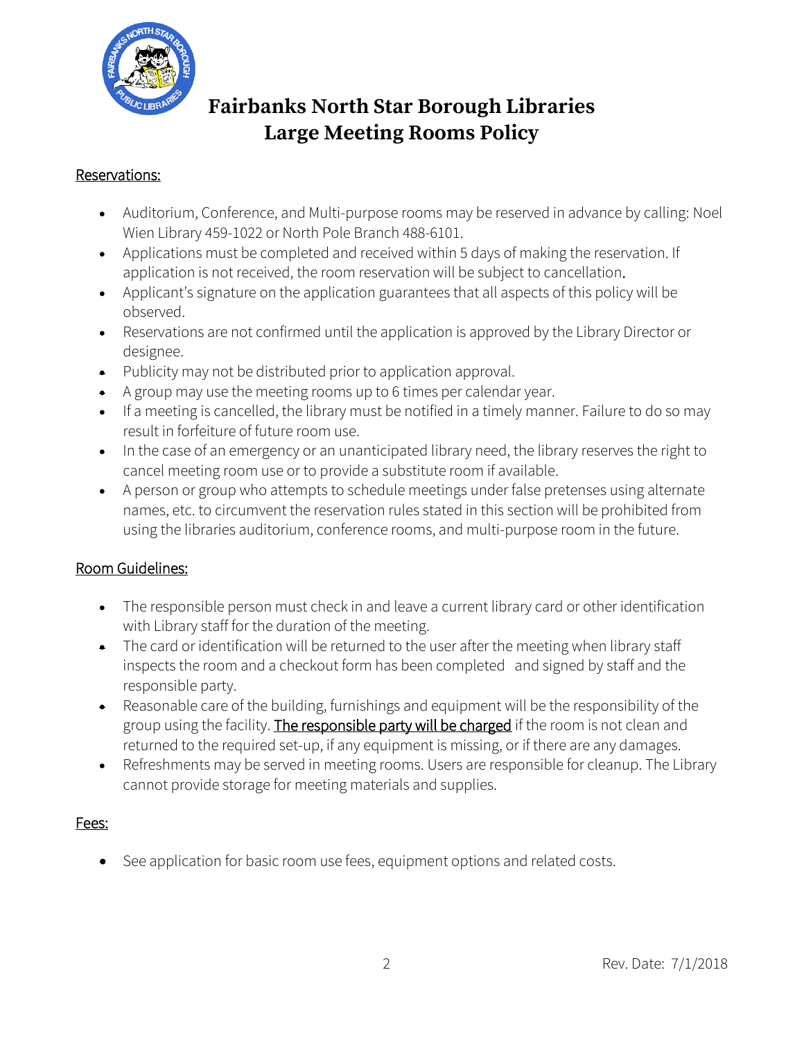# Fairbanks North Star Borough Libraries
# Large Meeting Rooms Policy

## Reservations:

- Auditorium, Conference, and Multi-purpose rooms may be reserved in advance by calling: Noel Wien Library 459-1022 or North Pole Branch 488-6101.
- Applications must be completed and received within 5 days of making the reservation. If application is not received, the room reservation will be subject to cancellation.
- Applicant's signature on the application guarantees that all aspects of this policy will be observed.
- Reservations are not confirmed until the application is approved by the Library Director or designee.
- Publicity may not be distributed prior to application approval.
- A group may use the meeting rooms up to 6 times per calendar year.
- If a meeting is cancelled, the library must be notified in a timely manner. Failure to do so may result in forfeiture of future room use.
- In the case of an emergency or an unanticipated library need, the library reserves the right to cancel meeting room use or to provide a substitute room if available.
- A person or group who attempts to schedule meetings under false pretenses using alternate names, etc. to circumvent the reservation rules stated in this section will be prohibited from using the libraries auditorium, conference rooms, and multi-purpose room in the future.

## Room Guidelines:

- The responsible person must check in and leave a current library card or other identification with Library staff for the duration of the meeting.
- The card or identification will be returned to the user after the meeting when library staff inspects the room and a checkout form has been completed and signed by staff and the responsible party.
- Reasonable care of the building, furnishings and equipment will be the responsibility of the group using the facility. The responsible party will be charged if the room is not clean and returned to the required set-up, if any equipment is missing, or if there are any damages.
- Refreshments may be served in meeting rooms. Users are responsible for cleanup. The Library cannot provide storage for meeting materials and supplies.

## Fees:

- See application for basic room use fees, equipment options and related costs.

Rev. Date: 7/1/2018